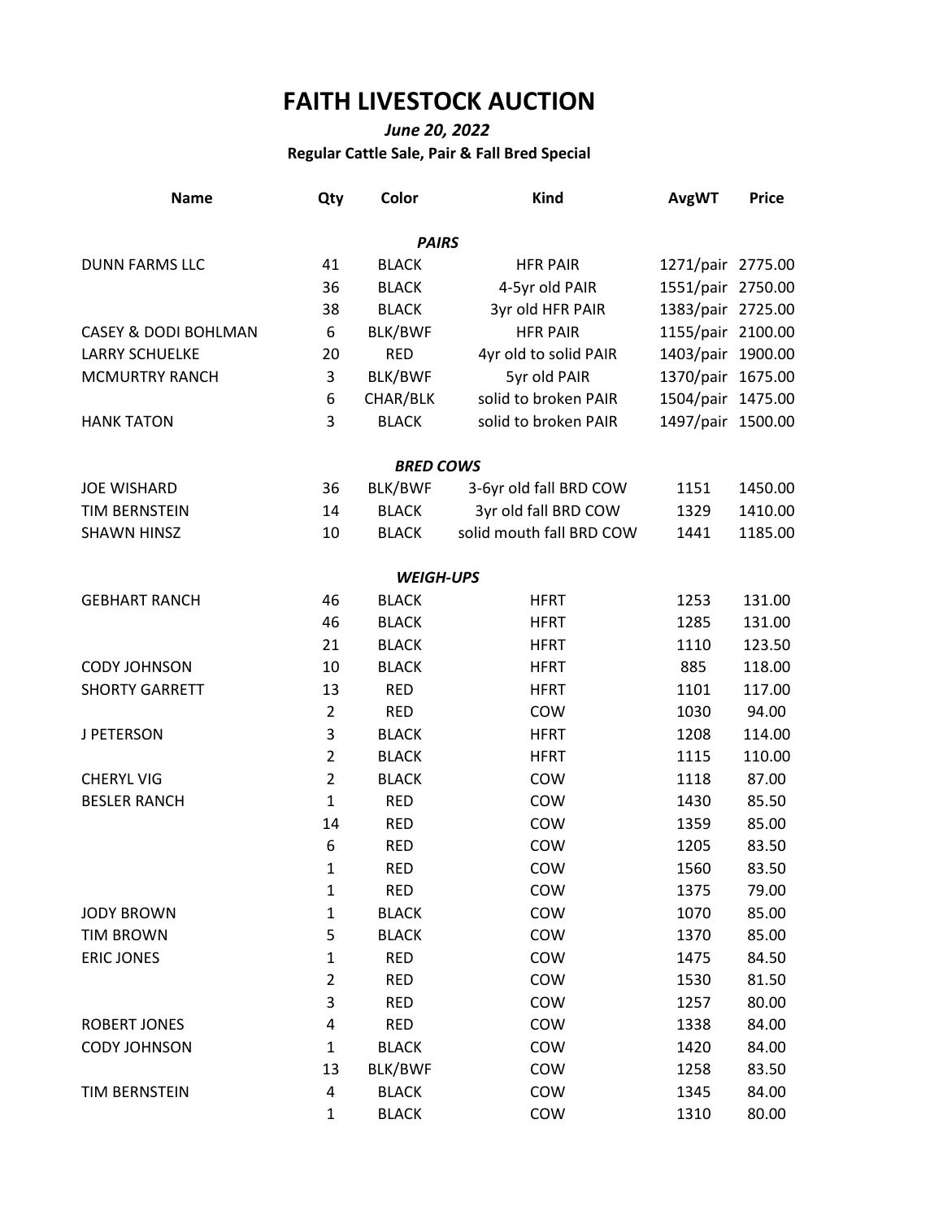# FAITH LIVESTOCK AUCTION

***June 20, 2022***

**Regular Cattle Sale, Pair & Fall Bred Special**

| Name | Qty | Color | Kind | AvgWT | Price |
|---|---|---|---|---|---|
| | | | ***PAIRS*** | | |
| DUNN FARMS LLC | 41 | BLACK | HFR PAIR | 1271/pair | 2775.00 |
| | 36 | BLACK | 4-5yr old PAIR | 1551/pair | 2750.00 |
| | 38 | BLACK | 3yr old HFR PAIR | 1383/pair | 2725.00 |
| CASEY & DODI BOHLMAN | 6 | BLK/BWF | HFR PAIR | 1155/pair | 2100.00 |
| LARRY SCHUELKE | 20 | RED | 4yr old to solid PAIR | 1403/pair | 1900.00 |
| MCMURTRY RANCH | 3 | BLK/BWF | 5yr old PAIR | 1370/pair | 1675.00 |
| | 6 | CHAR/BLK | solid to broken PAIR | 1504/pair | 1475.00 |
| HANK TATON | 3 | BLACK | solid to broken PAIR | 1497/pair | 1500.00 |
| | | | ***BRED COWS*** | | |
| JOE WISHARD | 36 | BLK/BWF | 3-6yr old fall BRD COW | 1151 | 1450.00 |
| TIM BERNSTEIN | 14 | BLACK | 3yr old fall BRD COW | 1329 | 1410.00 |
| SHAWN HINSZ | 10 | BLACK | solid mouth fall BRD COW | 1441 | 1185.00 |
| | | | ***WEIGH-UPS*** | | |
| GEBHART RANCH | 46 | BLACK | HFRT | 1253 | 131.00 |
| | 46 | BLACK | HFRT | 1285 | 131.00 |
| | 21 | BLACK | HFRT | 1110 | 123.50 |
| CODY JOHNSON | 10 | BLACK | HFRT | 885 | 118.00 |
| SHORTY GARRETT | 13 | RED | HFRT | 1101 | 117.00 |
| | 2 | RED | COW | 1030 | 94.00 |
| J PETERSON | 3 | BLACK | HFRT | 1208 | 114.00 |
| | 2 | BLACK | HFRT | 1115 | 110.00 |
| CHERYL VIG | 2 | BLACK | COW | 1118 | 87.00 |
| BESLER RANCH | 1 | RED | COW | 1430 | 85.50 |
| | 14 | RED | COW | 1359 | 85.00 |
| | 6 | RED | COW | 1205 | 83.50 |
| | 1 | RED | COW | 1560 | 83.50 |
| | 1 | RED | COW | 1375 | 79.00 |
| JODY BROWN | 1 | BLACK | COW | 1070 | 85.00 |
| TIM BROWN | 5 | BLACK | COW | 1370 | 85.00 |
| ERIC JONES | 1 | RED | COW | 1475 | 84.50 |
| | 2 | RED | COW | 1530 | 81.50 |
| | 3 | RED | COW | 1257 | 80.00 |
| ROBERT JONES | 4 | RED | COW | 1338 | 84.00 |
| CODY JOHNSON | 1 | BLACK | COW | 1420 | 84.00 |
| | 13 | BLK/BWF | COW | 1258 | 83.50 |
| TIM BERNSTEIN | 4 | BLACK | COW | 1345 | 84.00 |
| | 1 | BLACK | COW | 1310 | 80.00 |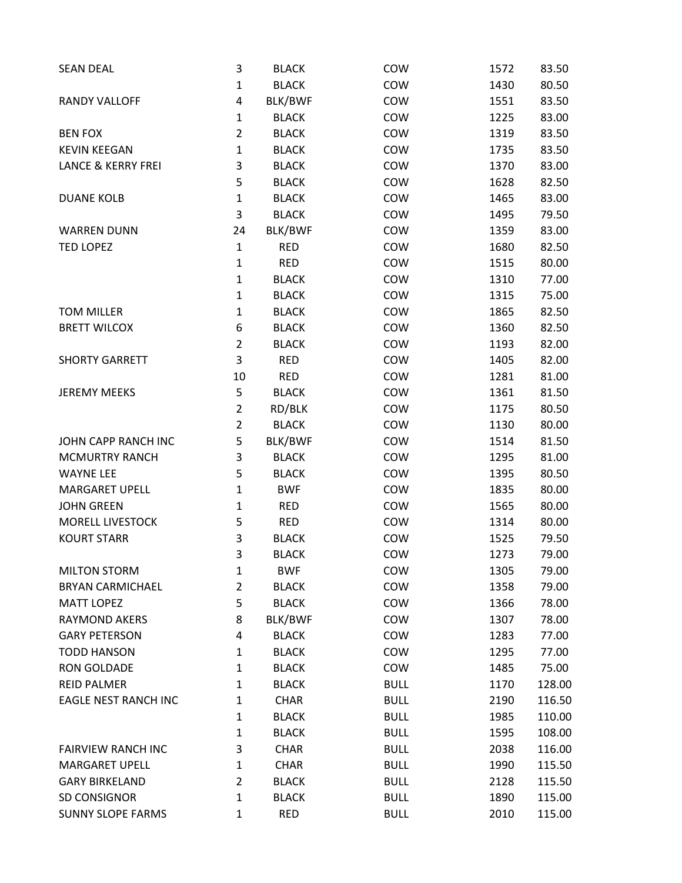| | | | | | |
|---|---|---|---|---|---|
| SEAN DEAL | 3 | BLACK | COW | 1572 | 83.50 |
| | 1 | BLACK | COW | 1430 | 80.50 |
| RANDY VALLOFF | 4 | BLK/BWF | COW | 1551 | 83.50 |
| | 1 | BLACK | COW | 1225 | 83.00 |
| BEN FOX | 2 | BLACK | COW | 1319 | 83.50 |
| KEVIN KEEGAN | 1 | BLACK | COW | 1735 | 83.50 |
| LANCE & KERRY FREI | 3 | BLACK | COW | 1370 | 83.00 |
| | 5 | BLACK | COW | 1628 | 82.50 |
| DUANE KOLB | 1 | BLACK | COW | 1465 | 83.00 |
| | 3 | BLACK | COW | 1495 | 79.50 |
| WARREN DUNN | 24 | BLK/BWF | COW | 1359 | 83.00 |
| TED LOPEZ | 1 | RED | COW | 1680 | 82.50 |
| | 1 | RED | COW | 1515 | 80.00 |
| | 1 | BLACK | COW | 1310 | 77.00 |
| | 1 | BLACK | COW | 1315 | 75.00 |
| TOM MILLER | 1 | BLACK | COW | 1865 | 82.50 |
| BRETT WILCOX | 6 | BLACK | COW | 1360 | 82.50 |
| | 2 | BLACK | COW | 1193 | 82.00 |
| SHORTY GARRETT | 3 | RED | COW | 1405 | 82.00 |
| | 10 | RED | COW | 1281 | 81.00 |
| JEREMY MEEKS | 5 | BLACK | COW | 1361 | 81.50 |
| | 2 | RD/BLK | COW | 1175 | 80.50 |
| | 2 | BLACK | COW | 1130 | 80.00 |
| JOHN CAPP RANCH INC | 5 | BLK/BWF | COW | 1514 | 81.50 |
| MCMURTRY RANCH | 3 | BLACK | COW | 1295 | 81.00 |
| WAYNE LEE | 5 | BLACK | COW | 1395 | 80.50 |
| MARGARET UPELL | 1 | BWF | COW | 1835 | 80.00 |
| JOHN GREEN | 1 | RED | COW | 1565 | 80.00 |
| MORELL LIVESTOCK | 5 | RED | COW | 1314 | 80.00 |
| KOURT STARR | 3 | BLACK | COW | 1525 | 79.50 |
| | 3 | BLACK | COW | 1273 | 79.00 |
| MILTON STORM | 1 | BWF | COW | 1305 | 79.00 |
| BRYAN CARMICHAEL | 2 | BLACK | COW | 1358 | 79.00 |
| MATT LOPEZ | 5 | BLACK | COW | 1366 | 78.00 |
| RAYMOND AKERS | 8 | BLK/BWF | COW | 1307 | 78.00 |
| GARY PETERSON | 4 | BLACK | COW | 1283 | 77.00 |
| TODD HANSON | 1 | BLACK | COW | 1295 | 77.00 |
| RON GOLDADE | 1 | BLACK | COW | 1485 | 75.00 |
| REID PALMER | 1 | BLACK | BULL | 1170 | 128.00 |
| EAGLE NEST RANCH INC | 1 | CHAR | BULL | 2190 | 116.50 |
| | 1 | BLACK | BULL | 1985 | 110.00 |
| | 1 | BLACK | BULL | 1595 | 108.00 |
| FAIRVIEW RANCH INC | 3 | CHAR | BULL | 2038 | 116.00 |
| MARGARET UPELL | 1 | CHAR | BULL | 1990 | 115.50 |
| GARY BIRKELAND | 2 | BLACK | BULL | 2128 | 115.50 |
| SD CONSIGNOR | 1 | BLACK | BULL | 1890 | 115.00 |
| SUNNY SLOPE FARMS | 1 | RED | BULL | 2010 | 115.00 |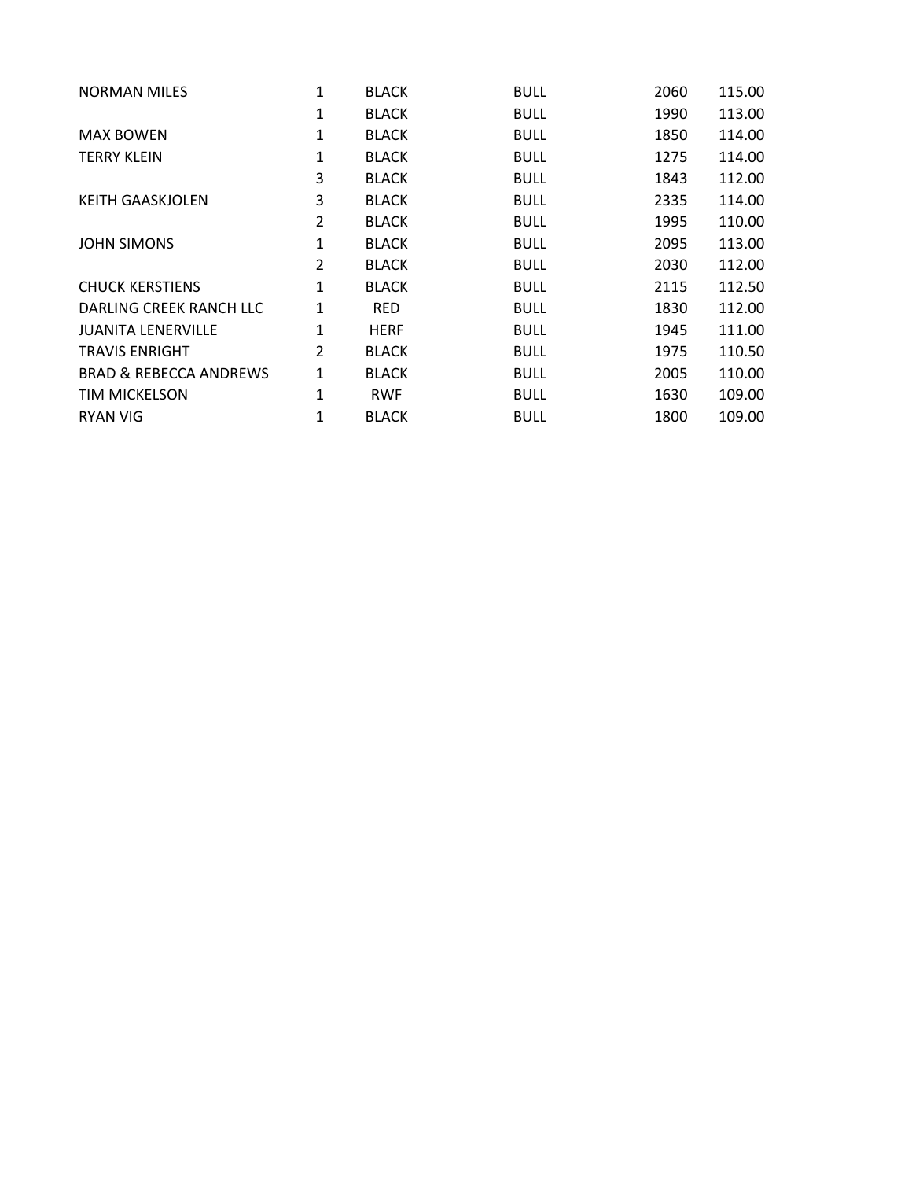| | | | | | |
|---|---|---|---|---|---|
| NORMAN MILES | 1 | BLACK | BULL | 2060 | 115.00 |
| | 1 | BLACK | BULL | 1990 | 113.00 |
| MAX BOWEN | 1 | BLACK | BULL | 1850 | 114.00 |
| TERRY KLEIN | 1 | BLACK | BULL | 1275 | 114.00 |
| | 3 | BLACK | BULL | 1843 | 112.00 |
| KEITH GAASKJOLEN | 3 | BLACK | BULL | 2335 | 114.00 |
| | 2 | BLACK | BULL | 1995 | 110.00 |
| JOHN SIMONS | 1 | BLACK | BULL | 2095 | 113.00 |
| | 2 | BLACK | BULL | 2030 | 112.00 |
| CHUCK KERSTIENS | 1 | BLACK | BULL | 2115 | 112.50 |
| DARLING CREEK RANCH LLC | 1 | RED | BULL | 1830 | 112.00 |
| JUANITA LENERVILLE | 1 | HERF | BULL | 1945 | 111.00 |
| TRAVIS ENRIGHT | 2 | BLACK | BULL | 1975 | 110.50 |
| BRAD & REBECCA ANDREWS | 1 | BLACK | BULL | 2005 | 110.00 |
| TIM MICKELSON | 1 | RWF | BULL | 1630 | 109.00 |
| RYAN VIG | 1 | BLACK | BULL | 1800 | 109.00 |